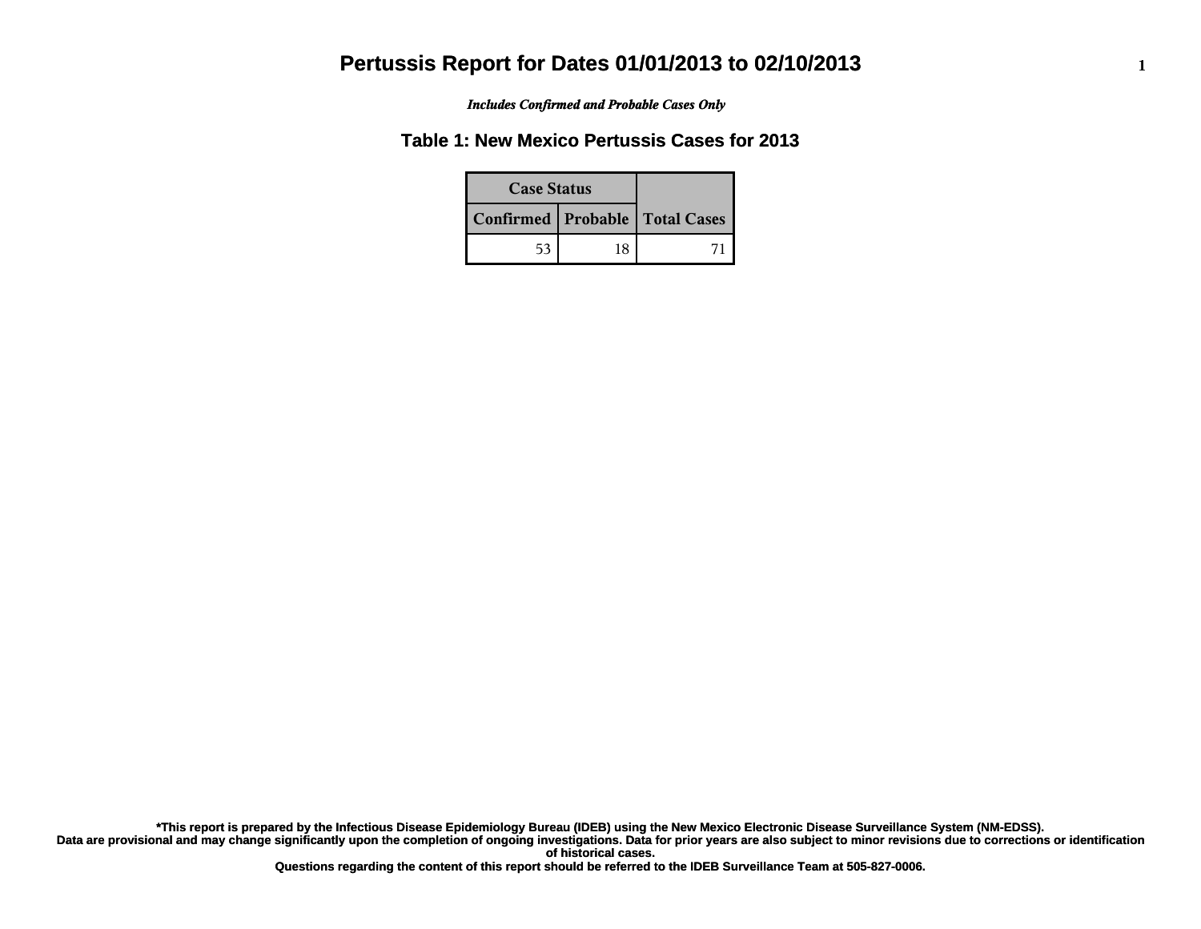# Pertussis Report for Dates 01/01/2013 to 02/10/2013

***Includes Confirmed and Probable Cases Only***

## Table 1: New Mexico Pertussis Cases for 2013

| Case Status | | |
|---|---|---|
| Confirmed | Probable | Total Cases |
| 53 | 18 | 71 |

**\*This report is prepared by the Infectious Disease Epidemiology Bureau (IDEB) using the New Mexico Electronic Disease Surveillance System (NM-EDSS).**
**Data are provisional and may change significantly upon the completion of ongoing investigations. Data for prior years are also subject to minor revisions due to corrections or identification of historical cases.**
**Questions regarding the content of this report should be referred to the IDEB Surveillance Team at 505-827-0006.**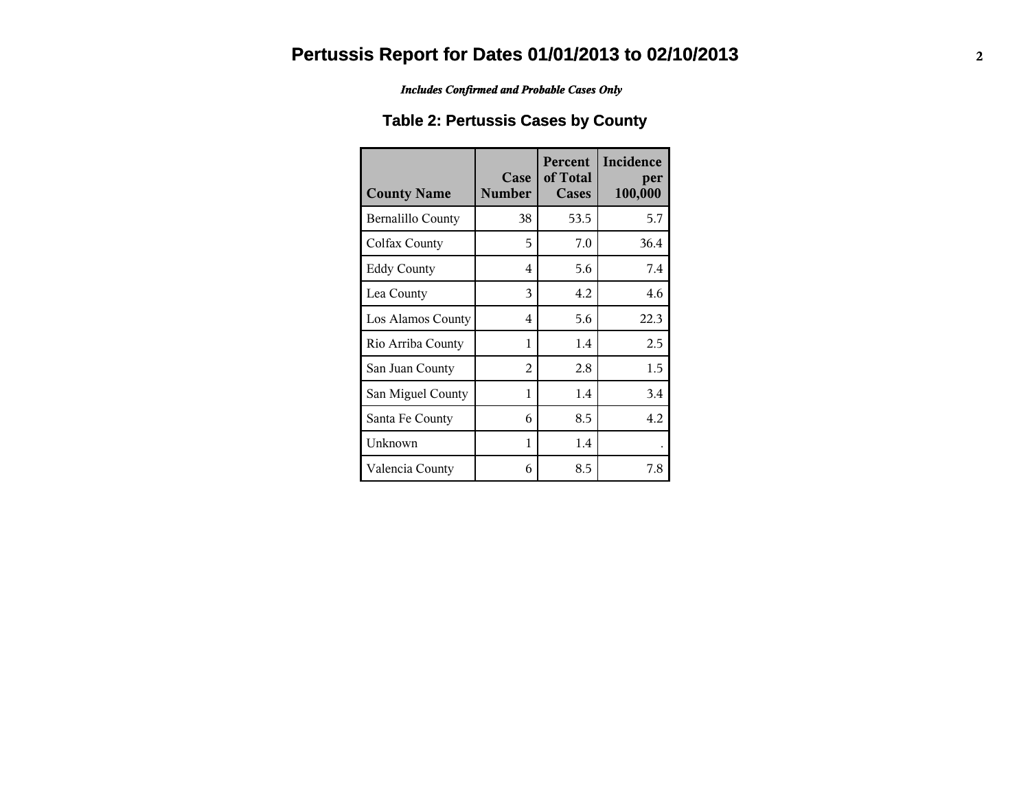# Pertussis Report for Dates 01/01/2013 to 02/10/2013

*Includes Confirmed and Probable Cases Only*

## Table 2: Pertussis Cases by County

| County Name | Case Number | Percent of Total Cases | Incidence per 100,000 |
|---|---|---|---|
| Bernalillo County | 38 | 53.5 | 5.7 |
| Colfax County | 5 | 7.0 | 36.4 |
| Eddy County | 4 | 5.6 | 7.4 |
| Lea County | 3 | 4.2 | 4.6 |
| Los Alamos County | 4 | 5.6 | 22.3 |
| Rio Arriba County | 1 | 1.4 | 2.5 |
| San Juan County | 2 | 2.8 | 1.5 |
| San Miguel County | 1 | 1.4 | 3.4 |
| Santa Fe County | 6 | 8.5 | 4.2 |
| Unknown | 1 | 1.4 | . |
| Valencia County | 6 | 8.5 | 7.8 |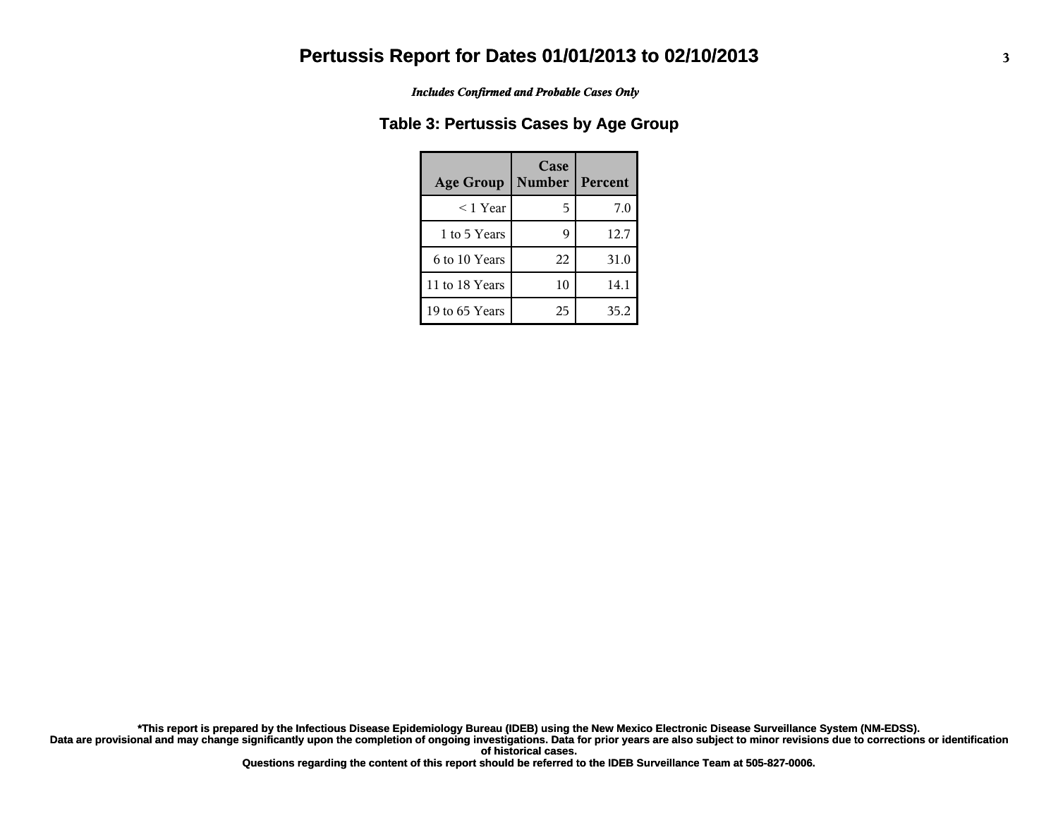# Pertussis Report for Dates 01/01/2013 to 02/10/2013

***Includes Confirmed and Probable Cases Only***

## Table 3: Pertussis Cases by Age Group

| Age Group | Case Number | Percent |
|---|---|---|
| < 1 Year | 5 | 7.0 |
| 1 to 5 Years | 9 | 12.7 |
| 6 to 10 Years | 22 | 31.0 |
| 11 to 18 Years | 10 | 14.1 |
| 19 to 65 Years | 25 | 35.2 |

**\*This report is prepared by the Infectious Disease Epidemiology Bureau (IDEB) using the New Mexico Electronic Disease Surveillance System (NM-EDSS).**
**Data are provisional and may change significantly upon the completion of ongoing investigations. Data for prior years are also subject to minor revisions due to corrections or identification of historical cases.**
**Questions regarding the content of this report should be referred to the IDEB Surveillance Team at 505-827-0006.**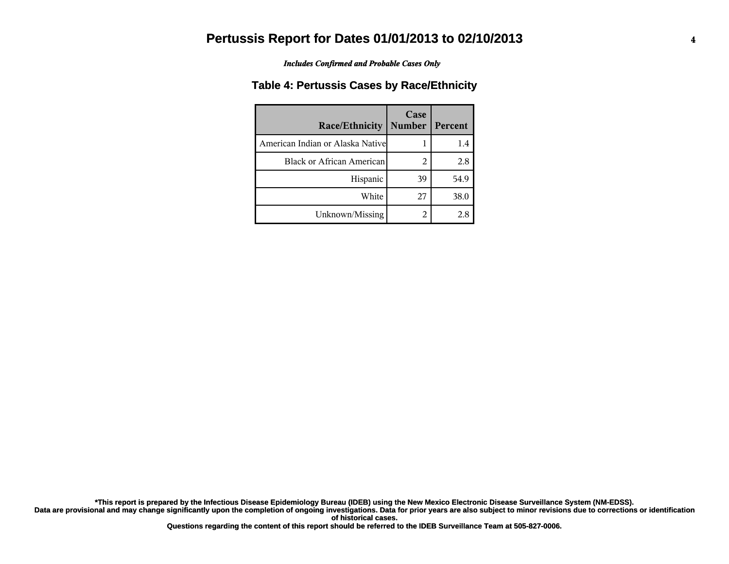# Pertussis Report for Dates 01/01/2013 to 02/10/2013

***Includes Confirmed and Probable Cases Only***

## Table 4: Pertussis Cases by Race/Ethnicity

| Race/Ethnicity | Case Number | Percent |
|---|---|---|
| American Indian or Alaska Native | 1 | 1.4 |
| Black or African American | 2 | 2.8 |
| Hispanic | 39 | 54.9 |
| White | 27 | 38.0 |
| Unknown/Missing | 2 | 2.8 |

**\*This report is prepared by the Infectious Disease Epidemiology Bureau (IDEB) using the New Mexico Electronic Disease Surveillance System (NM-EDSS).**
**Data are provisional and may change significantly upon the completion of ongoing investigations. Data for prior years are also subject to minor revisions due to corrections or identification of historical cases.**
**Questions regarding the content of this report should be referred to the IDEB Surveillance Team at 505-827-0006.**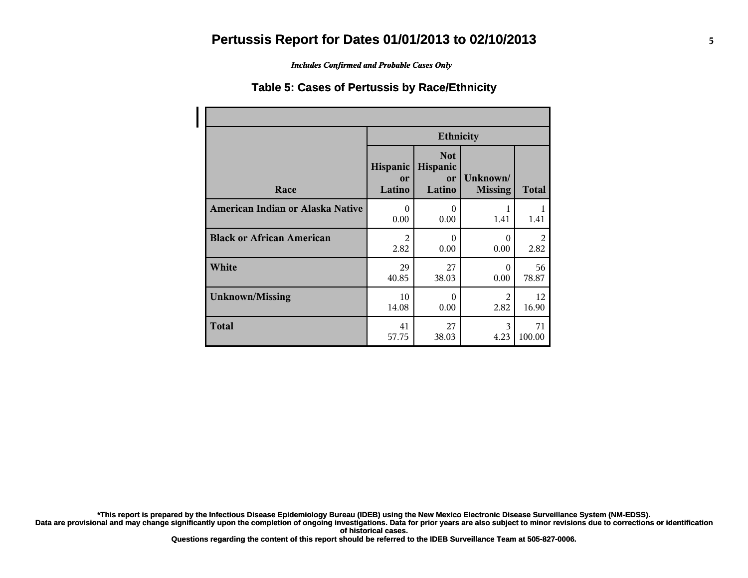# Pertussis Report for Dates 01/01/2013 to 02/10/2013

*Includes Confirmed and Probable Cases Only*

## Table 5: Cases of Pertussis by Race/Ethnicity

| Race | Ethnicity | | | |
|---|---|---|---|---|
| | Hispanic or Latino | Not Hispanic or Latino | Unknown/ Missing | Total |
| **American Indian or Alaska Native** | 0<br>0.00 | 0<br>0.00 | 1<br>1.41 | 1<br>1.41 |
| **Black or African American** | 2<br>2.82 | 0<br>0.00 | 0<br>0.00 | 2<br>2.82 |
| **White** | 29<br>40.85 | 27<br>38.03 | 0<br>0.00 | 56<br>78.87 |
| **Unknown/Missing** | 10<br>14.08 | 0<br>0.00 | 2<br>2.82 | 12<br>16.90 |
| **Total** | 41<br>57.75 | 27<br>38.03 | 3<br>4.23 | 71<br>100.00 |

**\*This report is prepared by the Infectious Disease Epidemiology Bureau (IDEB) using the New Mexico Electronic Disease Surveillance System (NM-EDSS).**
**Data are provisional and may change significantly upon the completion of ongoing investigations. Data for prior years are also subject to minor revisions due to corrections or identification of historical cases.**
**Questions regarding the content of this report should be referred to the IDEB Surveillance Team at 505-827-0006.**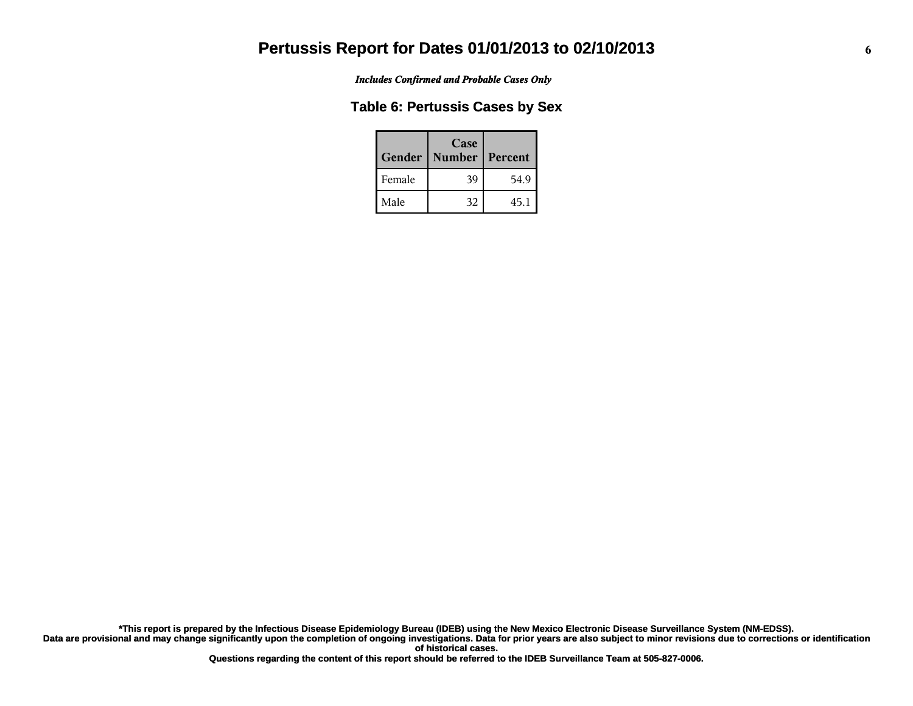# Pertussis Report for Dates 01/01/2013 to 02/10/2013

*Includes Confirmed and Probable Cases Only*

## Table 6: Pertussis Cases by Sex

| Gender | Case Number | Percent |
|---|---|---|
| Female | 39 | 54.9 |
| Male | 32 | 45.1 |

**\*This report is prepared by the Infectious Disease Epidemiology Bureau (IDEB) using the New Mexico Electronic Disease Surveillance System (NM-EDSS). Data are provisional and may change significantly upon the completion of ongoing investigations. Data for prior years are also subject to minor revisions due to corrections or identification of historical cases. Questions regarding the content of this report should be referred to the IDEB Surveillance Team at 505-827-0006.**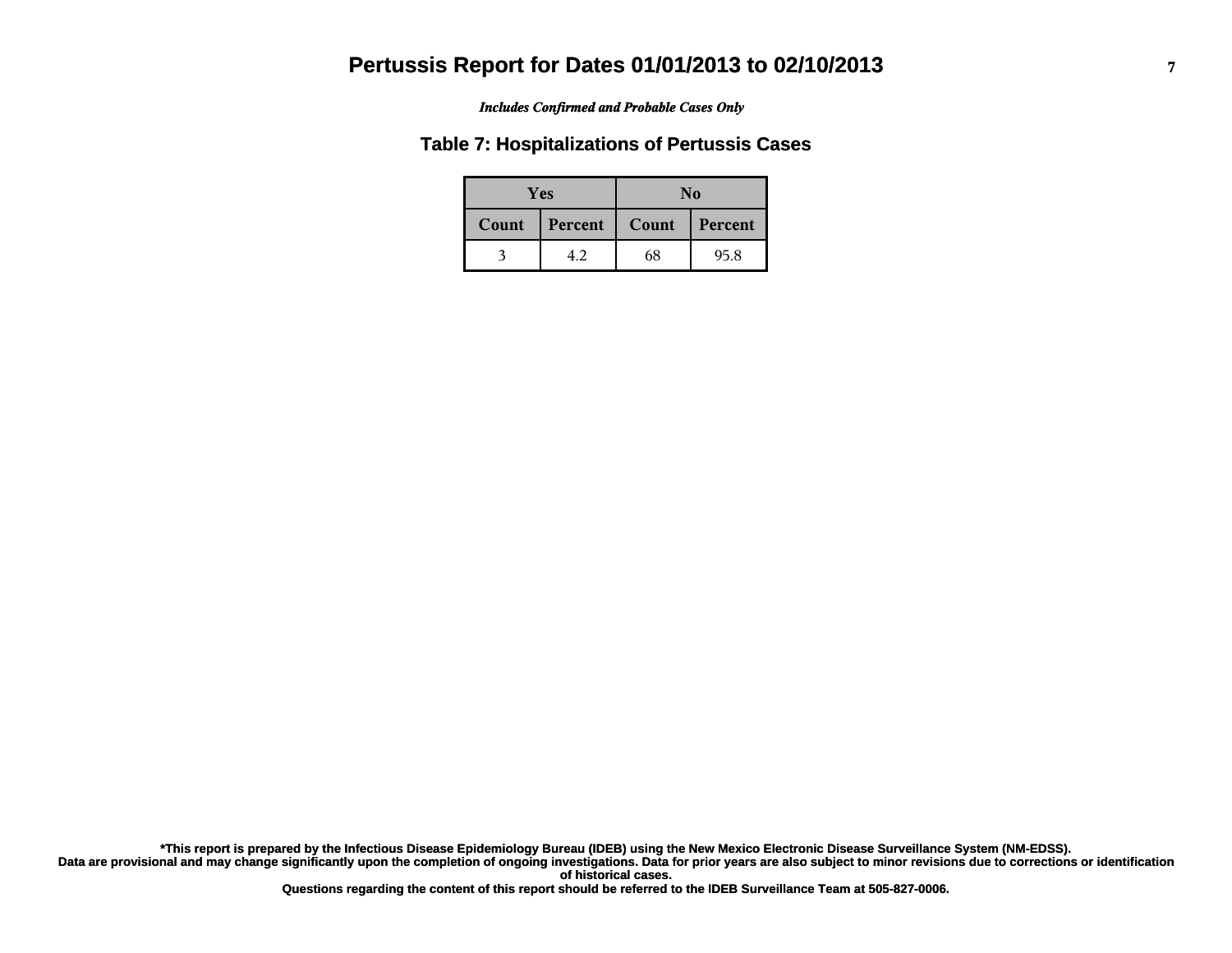# Pertussis Report for Dates 01/01/2013 to 02/10/2013

*Includes Confirmed and Probable Cases Only*

## Table 7: Hospitalizations of Pertussis Cases

| Yes | | No | |
|---|---|---|---|
| Count | Percent | Count | Percent |
| 3 | 4.2 | 68 | 95.8 |

**\*This report is prepared by the Infectious Disease Epidemiology Bureau (IDEB) using the New Mexico Electronic Disease Surveillance System (NM-EDSS). Data are provisional and may change significantly upon the completion of ongoing investigations. Data for prior years are also subject to minor revisions due to corrections or identification of historical cases.**

**Questions regarding the content of this report should be referred to the IDEB Surveillance Team at 505-827-0006.**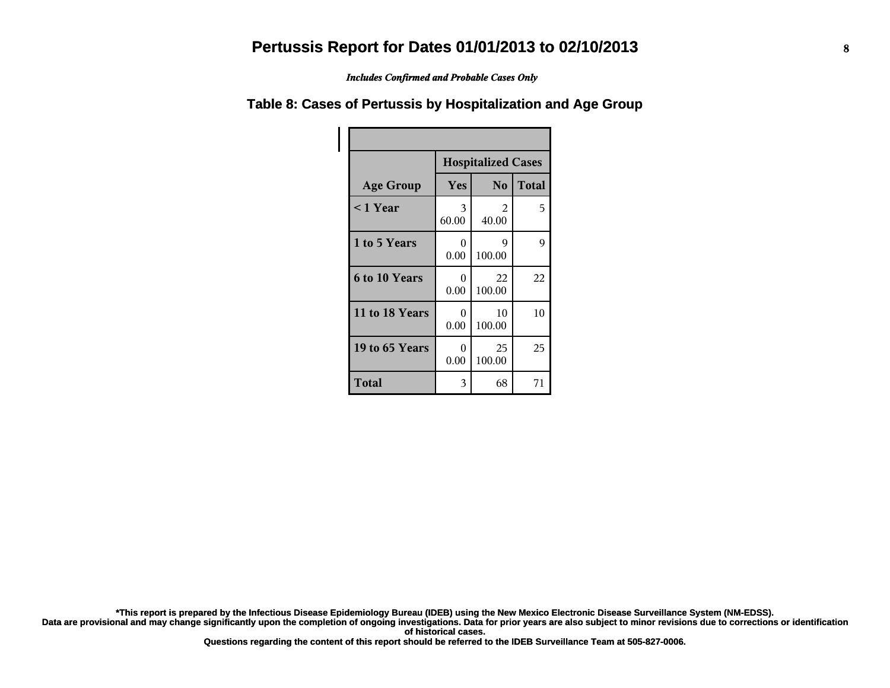# Pertussis Report for Dates 01/01/2013 to 02/10/2013

*Includes Confirmed and Probable Cases Only*

## Table 8: Cases of Pertussis by Hospitalization and Age Group

| | Hospitalized Cases | | |
|---|---|---|---|
| **Age Group** | **Yes** | **No** | **Total** |
| **< 1 Year** | 3<br>60.00 | 2<br>40.00 | 5 |
| **1 to 5 Years** | 0<br>0.00 | 9<br>100.00 | 9 |
| **6 to 10 Years** | 0<br>0.00 | 22<br>100.00 | 22 |
| **11 to 18 Years** | 0<br>0.00 | 10<br>100.00 | 10 |
| **19 to 65 Years** | 0<br>0.00 | 25<br>100.00 | 25 |
| **Total** | 3 | 68 | 71 |

**\*This report is prepared by the Infectious Disease Epidemiology Bureau (IDEB) using the New Mexico Electronic Disease Surveillance System (NM-EDSS).**
**Data are provisional and may change significantly upon the completion of ongoing investigations. Data for prior years are also subject to minor revisions due to corrections or identification of historical cases.**
**Questions regarding the content of this report should be referred to the IDEB Surveillance Team at 505-827-0006.**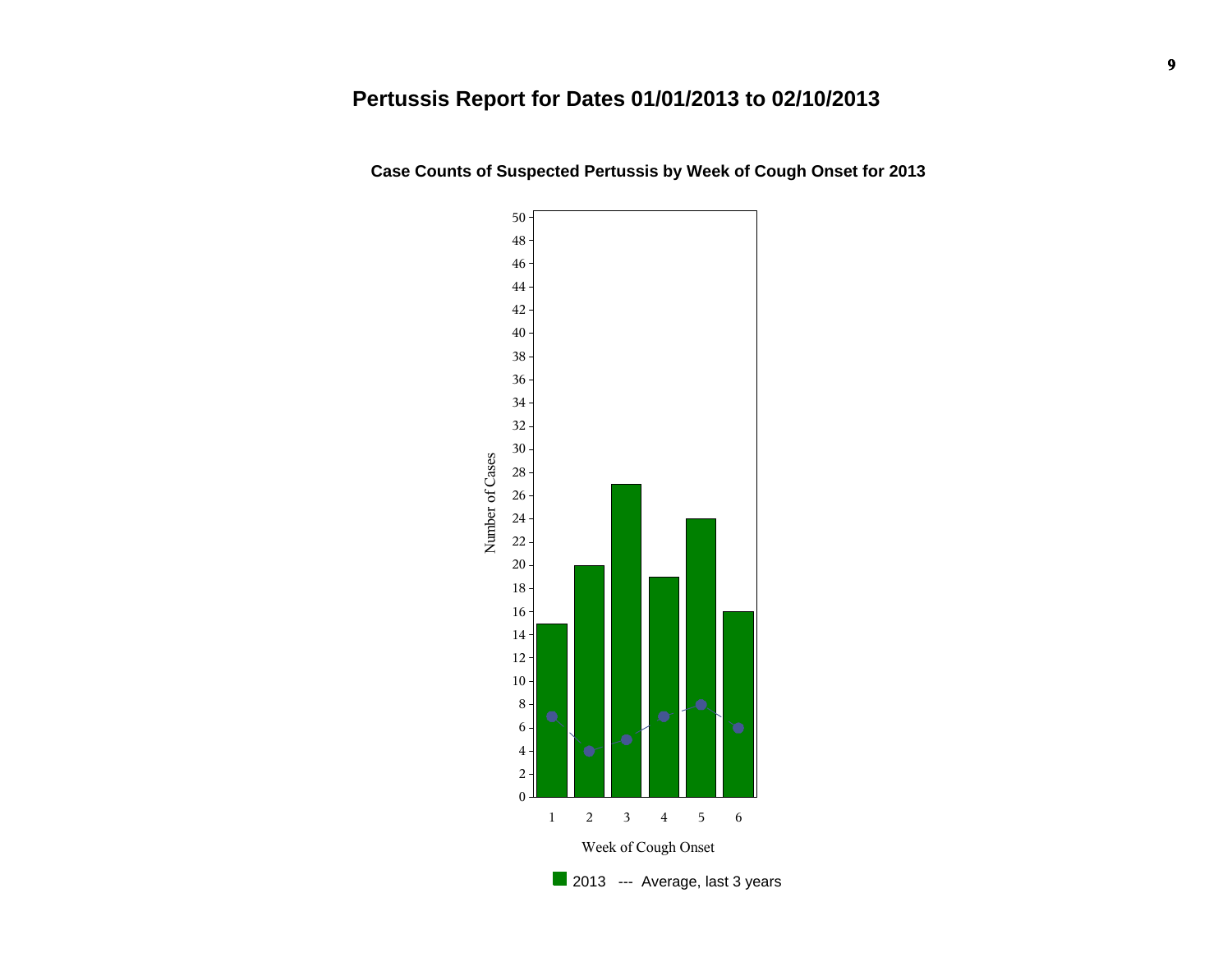# Pertussis Report for Dates 01/01/2013 to 02/10/2013

**Case Counts of Suspected Pertussis by Week of Cough Onset for 2013**

Number of Cases

50
48
46
44
42
40
38
36
34
32
30
28
26
24
22
20
18
16
14
12
10
8
6
4
2
0

1 2 3 4 5 6

Week of Cough Onset

2013 --- Average, last 3 years